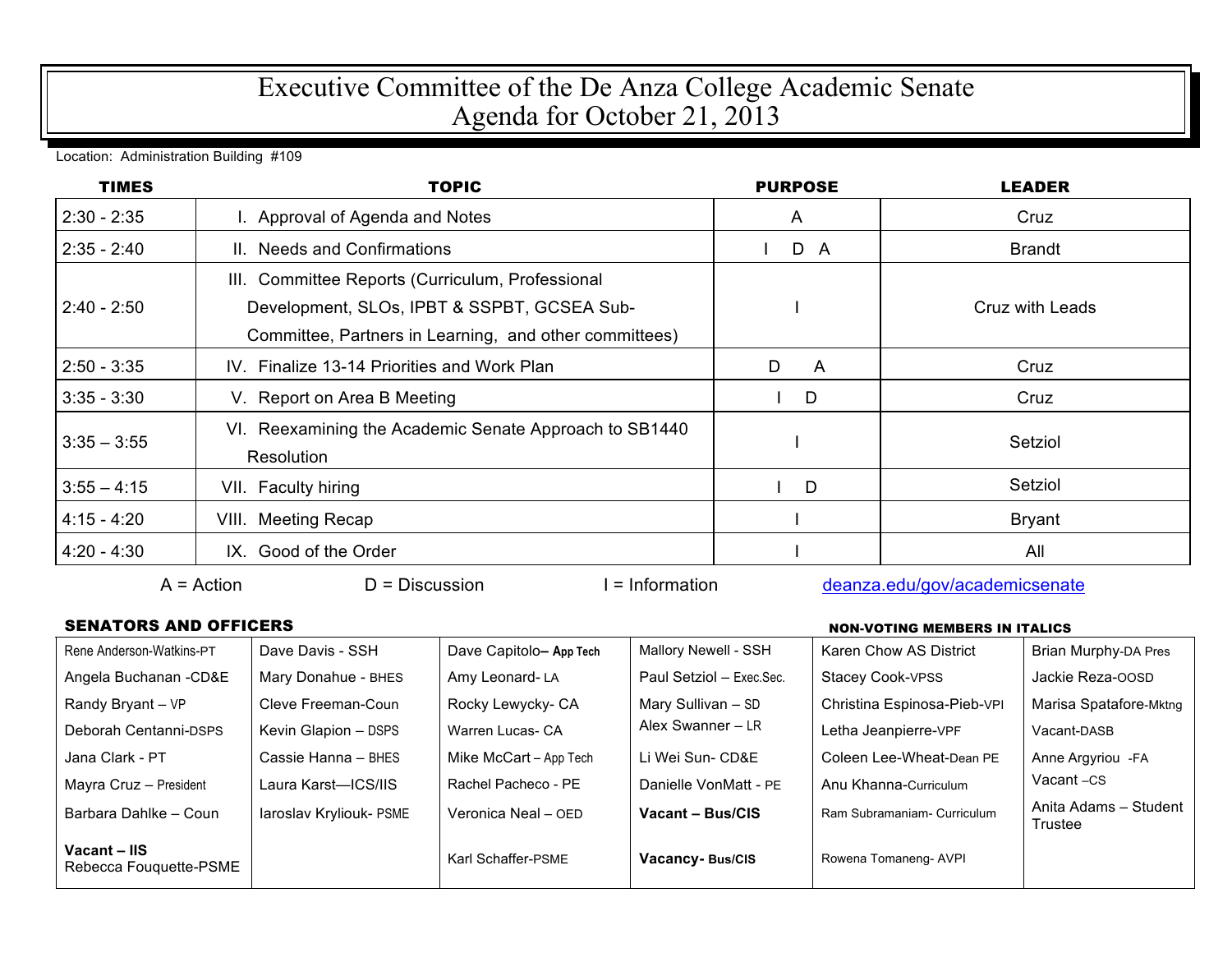# Executive Committee of the De Anza College Academic Senate
# Agenda for October 21, 2013

Location: Administration Building #109

| TIMES | TOPIC | PURPOSE | LEADER |
|---|---|---|---|
| 2:30 - 2:35 | I. Approval of Agenda and Notes | A | Cruz |
| 2:35 - 2:40 | II. Needs and Confirmations | I D A | Brandt |
| 2:40 - 2:50 | III. Committee Reports (Curriculum, Professional Development, SLOs, IPBT & SSPBT, GCSEA Sub-Committee, Partners in Learning, and other committees) | I | Cruz with Leads |
| 2:50 - 3:35 | IV. Finalize 13-14 Priorities and Work Plan | D A | Cruz |
| 3:35 - 3:30 | V. Report on Area B Meeting | I D | Cruz |
| 3:35 – 3:55 | VI. Reexamining the Academic Senate Approach to SB1440 Resolution | I | Setziol |
| 3:55 – 4:15 | VII. Faculty hiring | I D | Setziol |
| 4:15 - 4:20 | VIII. Meeting Recap | I | Bryant |
| 4:20 - 4:30 | IX. Good of the Order | I | All |

A = Action D = Discussion I = Information deanza.edu/gov/academicsenate

**SENATORS AND OFFICERS** **NON-VOTING MEMBERS IN ITALICS**

| | | | | | |
|---|---|---|---|---|---|
| Rene Anderson-Watkins-PT | Dave Davis - SSH | Dave Capitolo– App Tech | Mallory Newell - SSH | Karen Chow AS District | Brian Murphy-DA Pres |
| Angela Buchanan -CD&E | Mary Donahue - BHES | Amy Leonard- LA | Paul Setziol – Exec.Sec. | Stacey Cook-VPSS | Jackie Reza-OOSD |
| Randy Bryant – VP | Cleve Freeman-Coun | Rocky Lewycky- CA | Mary Sullivan – SD | Christina Espinosa-Pieb-VPI | Marisa Spatafore-Mktng |
| Deborah Centanni-DSPS | Kevin Glapion – DSPS | Warren Lucas- CA | Alex Swanner – LR | Letha Jeanpierre-VPF | Vacant-DASB |
| Jana Clark - PT | Cassie Hanna – BHES | Mike McCart – App Tech | Li Wei Sun- CD&E | Coleen Lee-Wheat-Dean PE | Anne Argyriou -FA |
| Mayra Cruz – President | Laura Karst—ICS/IIS | Rachel Pacheco - PE | Danielle VonMatt - PE | Anu Khanna-Curriculum | Vacant –CS |
| Barbara Dahlke – Coun | Iaroslav Kryliouk- PSME | Veronica Neal – OED | **Vacant – Bus/CIS** | Ram Subramaniam- Curriculum | Anita Adams – Student Trustee |
| **Vacant – IIS** Rebecca Fouquette-PSME | | Karl Schaffer-PSME | **Vacancy- Bus/CIS** | Rowena Tomaneng- AVPI | |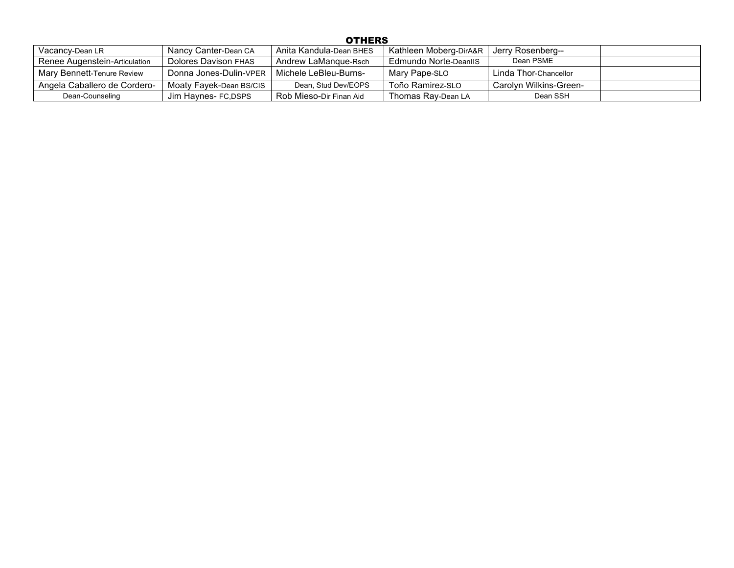# OTHERS

| | | | | | |
|---|---|---|---|---|---|
| Vacancy-Dean LR | Nancy Canter-Dean CA | Anita Kandula-Dean BHES | Kathleen Moberg-DirA&R | Jerry Rosenberg-- | |
| Renee Augenstein-Articulation | Dolores Davison FHAS | Andrew LaManque-Rsch | Edmundo Norte-DeanIIS | Dean PSME | |
| Mary Bennett-Tenure Review | Donna Jones-Dulin-VPER | Michele LeBleu-Burns- | Mary Pape-SLO | Linda Thor-Chancellor | |
| Angela Caballero de Cordero- | Moaty Fayek-Dean BS/CIS | Dean, Stud Dev/EOPS | Toño Ramirez-SLO | Carolyn Wilkins-Green- | |
| Dean-Counseling | Jim Haynes- FC,DSPS | Rob Mieso-Dir Finan Aid | Thomas Ray-Dean LA | Dean SSH | |